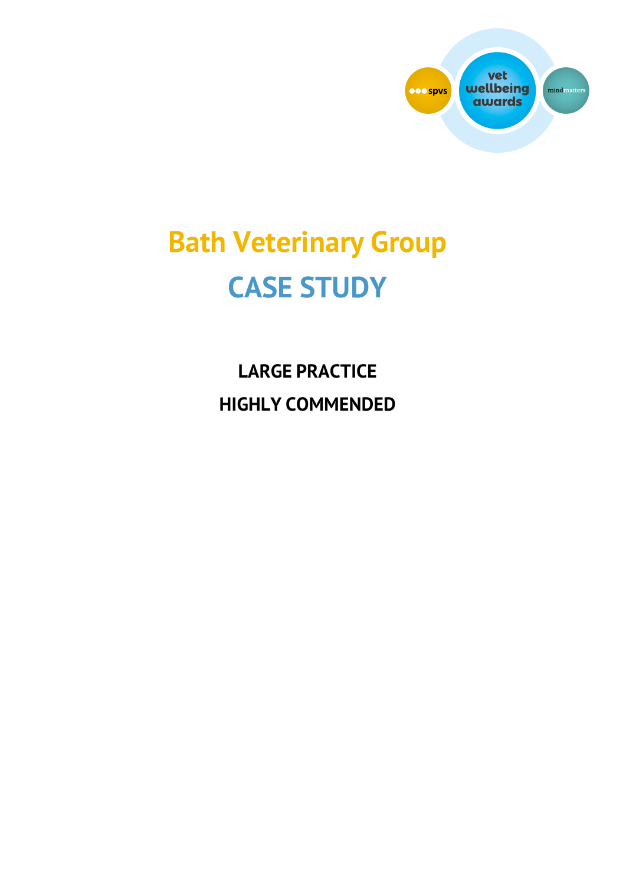# Bath Veterinary Group

# CASE STUDY

**LARGE PRACTICE**

**HIGHLY COMMENDED**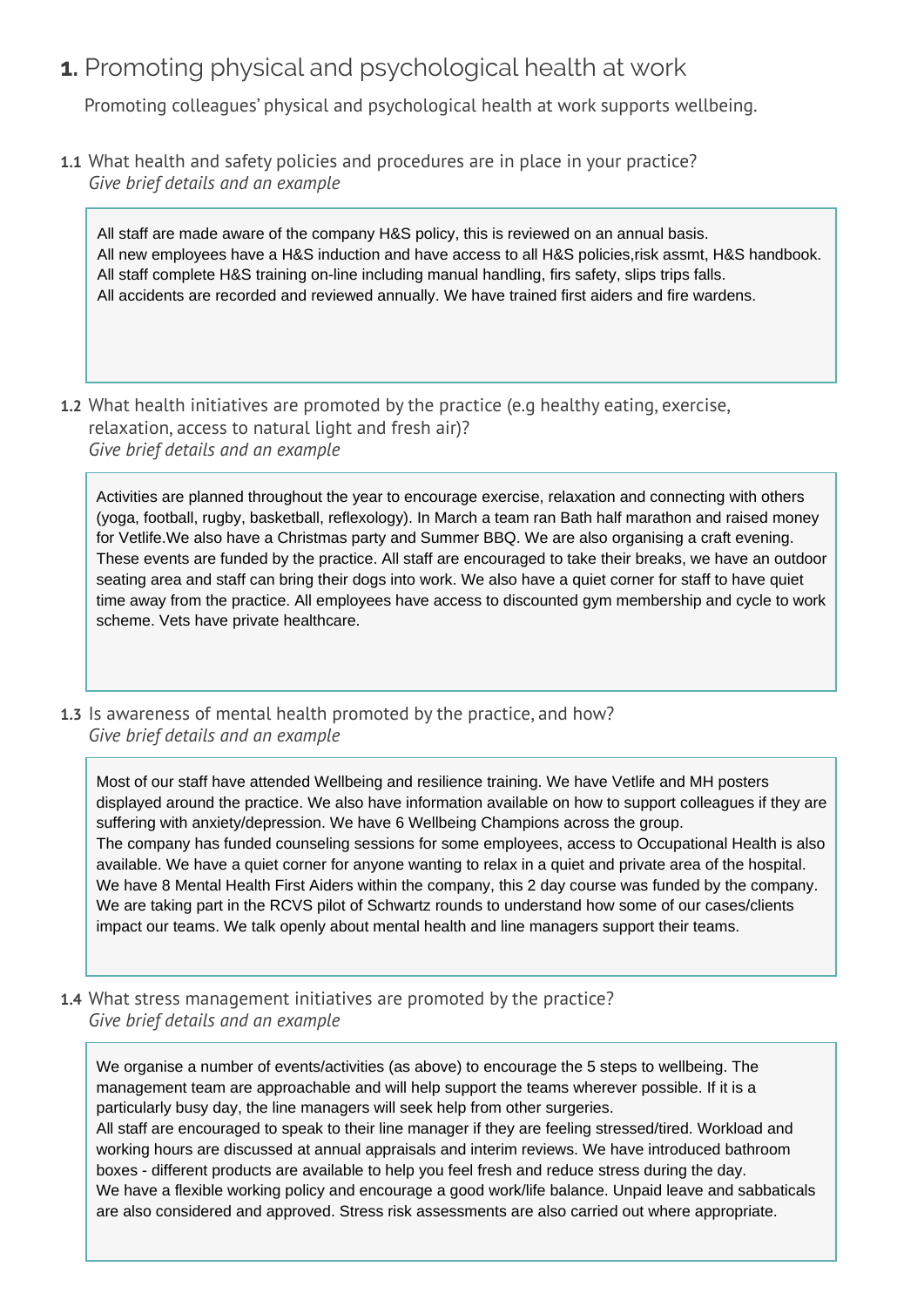# **1.** Promoting physical and psychological health at work

Promoting colleagues' physical and psychological health at work supports wellbeing.

**1.1** What health and safety policies and procedures are in place in your practice?
*Give brief details and an example*

All staff are made aware of the company H&S policy, this is reviewed on an annual basis.
All new employees have a H&S induction and have access to all H&S policies,risk assmt, H&S handbook.
All staff complete H&S training on-line including manual handling, firs safety, slips trips falls.
All accidents are recorded and reviewed annually. We have trained first aiders and fire wardens.

**1.2** What health initiatives are promoted by the practice (e.g healthy eating, exercise, relaxation, access to natural light and fresh air)?
*Give brief details and an example*

Activities are planned throughout the year to encourage exercise, relaxation and connecting with others (yoga, football, rugby, basketball, reflexology). In March a team ran Bath half marathon and raised money for Vetlife.We also have a Christmas party and Summer BBQ. We are also organising a craft evening. These events are funded by the practice. All staff are encouraged to take their breaks, we have an outdoor seating area and staff can bring their dogs into work. We also have a quiet corner for staff to have quiet time away from the practice. All employees have access to discounted gym membership and cycle to work scheme. Vets have private healthcare.

**1.3** Is awareness of mental health promoted by the practice, and how?
*Give brief details and an example*

Most of our staff have attended Wellbeing and resilience training. We have Vetlife and MH posters displayed around the practice. We also have information available on how to support colleagues if they are suffering with anxiety/depression. We have 6 Wellbeing Champions across the group.
The company has funded counseling sessions for some employees, access to Occupational Health is also available. We have a quiet corner for anyone wanting to relax in a quiet and private area of the hospital. We have 8 Mental Health First Aiders within the company, this 2 day course was funded by the company. We are taking part in the RCVS pilot of Schwartz rounds to understand how some of our cases/clients impact our teams. We talk openly about mental health and line managers support their teams.

**1.4** What stress management initiatives are promoted by the practice?
*Give brief details and an example*

We organise a number of events/activities (as above) to encourage the 5 steps to wellbeing. The management team are approachable and will help support the teams wherever possible. If it is a particularly busy day, the line managers will seek help from other surgeries.
All staff are encouraged to speak to their line manager if they are feeling stressed/tired. Workload and working hours are discussed at annual appraisals and interim reviews. We have introduced bathroom boxes - different products are available to help you feel fresh and reduce stress during the day.
We have a flexible working policy and encourage a good work/life balance. Unpaid leave and sabbaticals are also considered and approved. Stress risk assessments are also carried out where appropriate.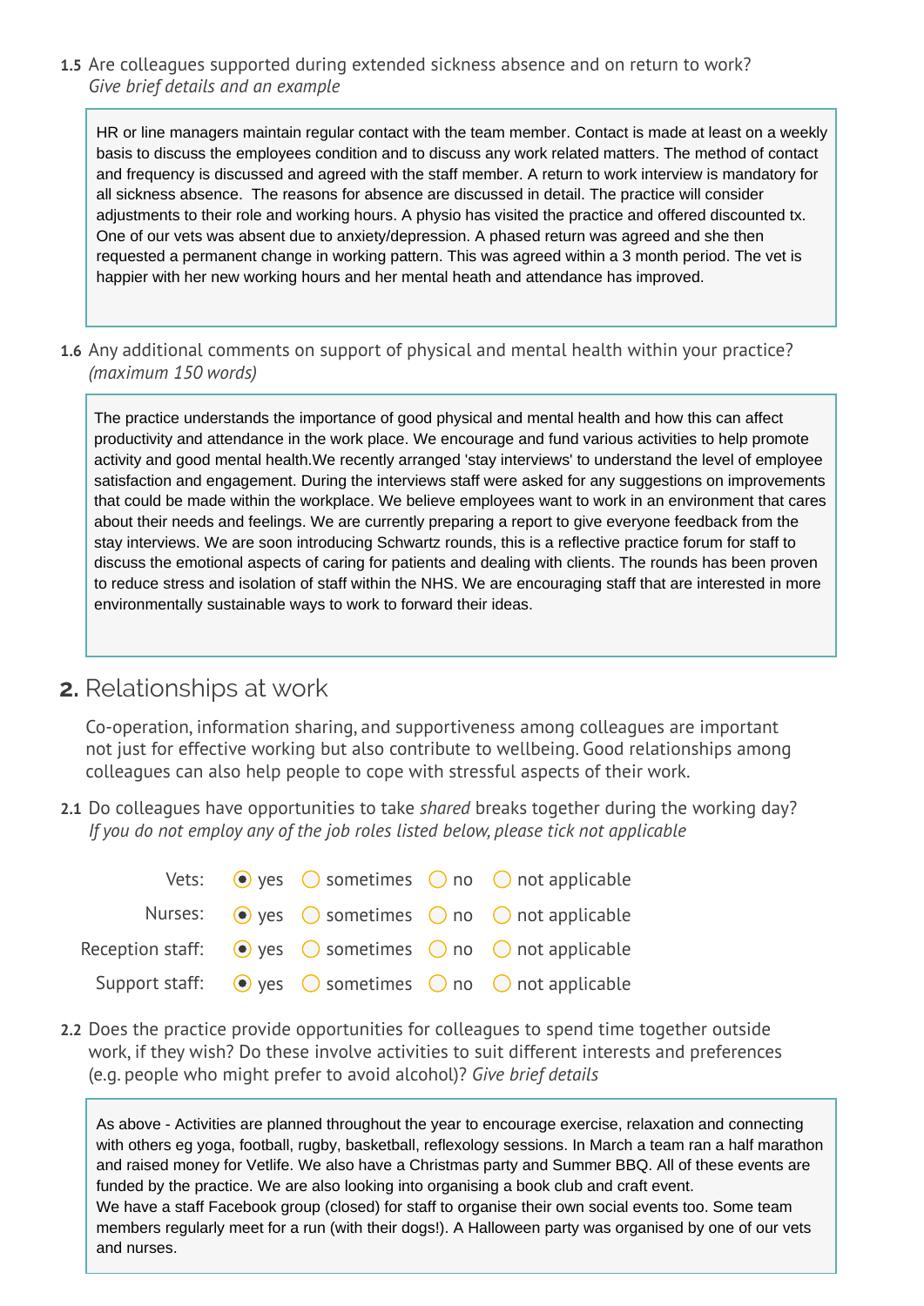**1.5** Are colleagues supported during extended sickness absence and on return to work?
*Give brief details and an example*

> HR or line managers maintain regular contact with the team member. Contact is made at least on a weekly basis to discuss the employees condition and to discuss any work related matters. The method of contact and frequency is discussed and agreed with the staff member. A return to work interview is mandatory for all sickness absence. The reasons for absence are discussed in detail. The practice will consider adjustments to their role and working hours. A physio has visited the practice and offered discounted tx. One of our vets was absent due to anxiety/depression. A phased return was agreed and she then requested a permanent change in working pattern. This was agreed within a 3 month period. The vet is happier with her new working hours and her mental heath and attendance has improved.

**1.6** Any additional comments on support of physical and mental health within your practice?
*(maximum 150 words)*

> The practice understands the importance of good physical and mental health and how this can affect productivity and attendance in the work place. We encourage and fund various activities to help promote activity and good mental health.We recently arranged 'stay interviews' to understand the level of employee satisfaction and engagement. During the interviews staff were asked for any suggestions on improvements that could be made within the workplace. We believe employees want to work in an environment that cares about their needs and feelings. We are currently preparing a report to give everyone feedback from the stay interviews. We are soon introducing Schwartz rounds, this is a reflective practice forum for staff to discuss the emotional aspects of caring for patients and dealing with clients. The rounds has been proven to reduce stress and isolation of staff within the NHS. We are encouraging staff that are interested in more environmentally sustainable ways to work to forward their ideas.

## 2. Relationships at work

Co-operation, information sharing, and supportiveness among colleagues are important not just for effective working but also contribute to wellbeing. Good relationships among colleagues can also help people to cope with stressful aspects of their work.

**2.1** Do colleagues have opportunities to take *shared* breaks together during the working day?
*If you do not employ any of the job roles listed below, please tick not applicable*

| | yes | sometimes | no | not applicable |
|---|---|---|---|---|
| Vets: | ● | ○ | ○ | ○ |
| Nurses: | ● | ○ | ○ | ○ |
| Reception staff: | ● | ○ | ○ | ○ |
| Support staff: | ● | ○ | ○ | ○ |

**2.2** Does the practice provide opportunities for colleagues to spend time together outside work, if they wish? Do these involve activities to suit different interests and preferences (e.g. people who might prefer to avoid alcohol)? *Give brief details*

> As above - Activities are planned throughout the year to encourage exercise, relaxation and connecting with others eg yoga, football, rugby, basketball, reflexology sessions. In March a team ran a half marathon and raised money for Vetlife. We also have a Christmas party and Summer BBQ. All of these events are funded by the practice. We are also looking into organising a book club and craft event.
> We have a staff Facebook group (closed) for staff to organise their own social events too. Some team members regularly meet for a run (with their dogs!). A Halloween party was organised by one of our vets and nurses.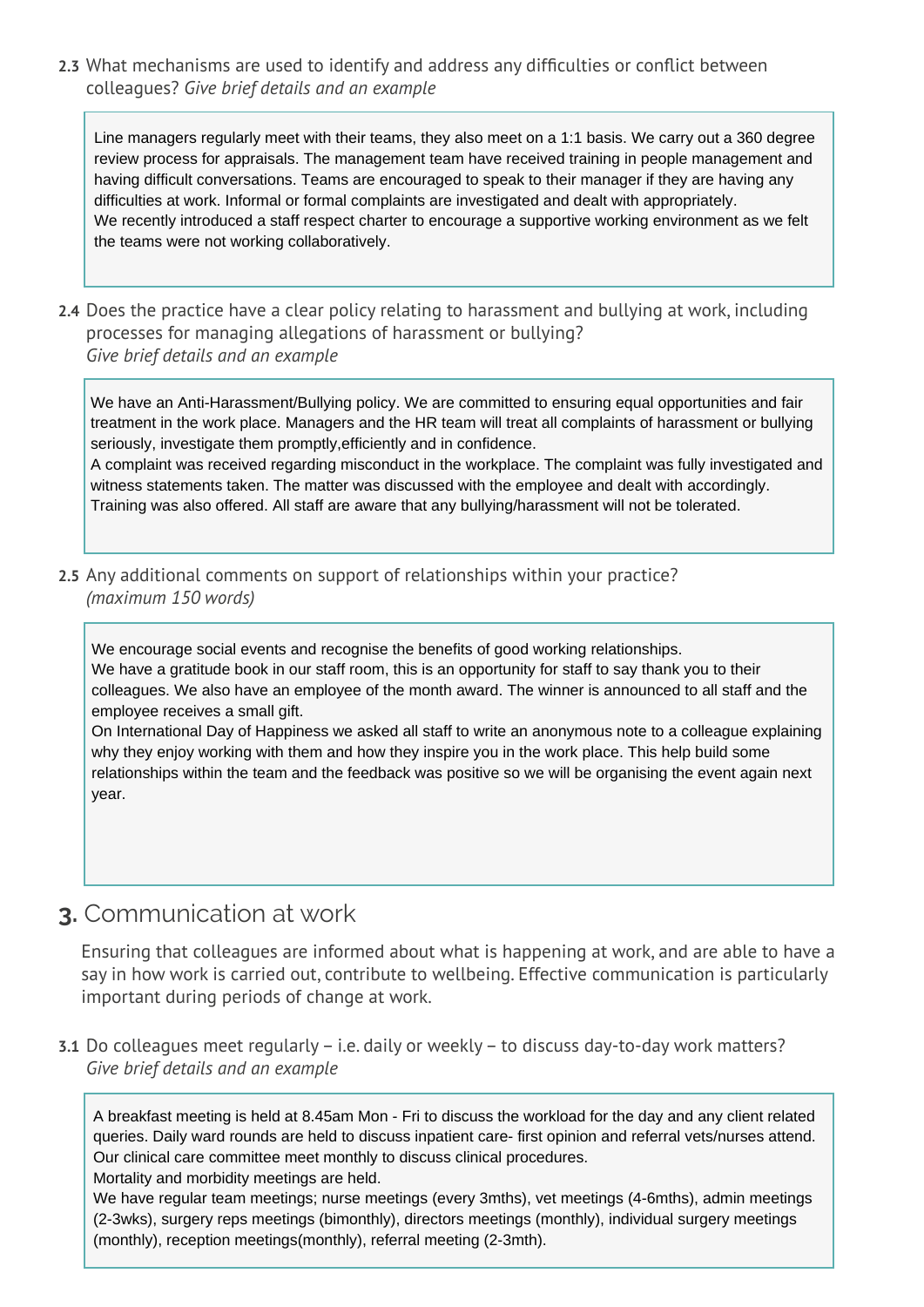**2.3** What mechanisms are used to identify and address any difficulties or conflict between colleagues? *Give brief details and an example*

> Line managers regularly meet with their teams, they also meet on a 1:1 basis. We carry out a 360 degree review process for appraisals. The management team have received training in people management and having difficult conversations. Teams are encouraged to speak to their manager if they are having any difficulties at work. Informal or formal complaints are investigated and dealt with appropriately.
> We recently introduced a staff respect charter to encourage a supportive working environment as we felt the teams were not working collaboratively.

**2.4** Does the practice have a clear policy relating to harassment and bullying at work, including processes for managing allegations of harassment or bullying? *Give brief details and an example*

> We have an Anti-Harassment/Bullying policy. We are committed to ensuring equal opportunities and fair treatment in the work place. Managers and the HR team will treat all complaints of harassment or bullying seriously, investigate them promptly,efficiently and in confidence.
> A complaint was received regarding misconduct in the workplace. The complaint was fully investigated and witness statements taken. The matter was discussed with the employee and dealt with accordingly. Training was also offered. All staff are aware that any bullying/harassment will not be tolerated.

**2.5** Any additional comments on support of relationships within your practice? *(maximum 150 words)*

> We encourage social events and recognise the benefits of good working relationships.
> We have a gratitude book in our staff room, this is an opportunity for staff to say thank you to their colleagues. We also have an employee of the month award. The winner is announced to all staff and the employee receives a small gift.
> On International Day of Happiness we asked all staff to write an anonymous note to a colleague explaining why they enjoy working with them and how they inspire you in the work place. This help build some relationships within the team and the feedback was positive so we will be organising the event again next year.

# 3. Communication at work

Ensuring that colleagues are informed about what is happening at work, and are able to have a say in how work is carried out, contribute to wellbeing. Effective communication is particularly important during periods of change at work.

**3.1** Do colleagues meet regularly – i.e. daily or weekly – to discuss day-to-day work matters? *Give brief details and an example*

> A breakfast meeting is held at 8.45am Mon - Fri to discuss the workload for the day and any client related queries. Daily ward rounds are held to discuss inpatient care- first opinion and referral vets/nurses attend. Our clinical care committee meet monthly to discuss clinical procedures.
> Mortality and morbidity meetings are held.
> We have regular team meetings; nurse meetings (every 3mths), vet meetings (4-6mths), admin meetings (2-3wks), surgery reps meetings (bimonthly), directors meetings (monthly), individual surgery meetings (monthly), reception meetings(monthly), referral meeting (2-3mth).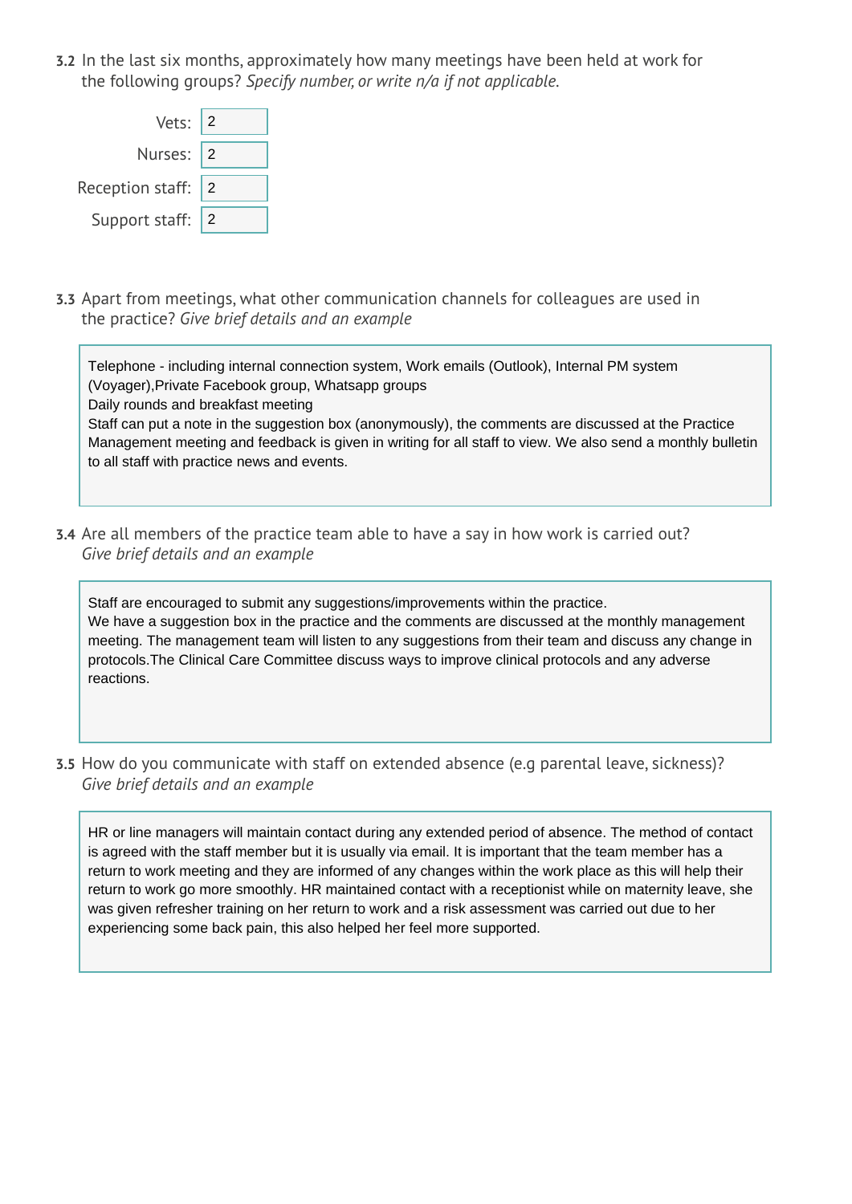**3.2** In the last six months, approximately how many meetings have been held at work for the following groups? *Specify number, or write n/a if not applicable.*

| | |
|---|---|
| Vets: | 2 |
| Nurses: | 2 |
| Reception staff: | 2 |
| Support staff: | 2 |

**3.3** Apart from meetings, what other communication channels for colleagues are used in the practice? *Give brief details and an example*

Telephone - including internal connection system, Work emails (Outlook), Internal PM system (Voyager),Private Facebook group, Whatsapp groups
Daily rounds and breakfast meeting
Staff can put a note in the suggestion box (anonymously), the comments are discussed at the Practice Management meeting and feedback is given in writing for all staff to view. We also send a monthly bulletin to all staff with practice news and events.

**3.4** Are all members of the practice team able to have a say in how work is carried out? *Give brief details and an example*

Staff are encouraged to submit any suggestions/improvements within the practice.
We have a suggestion box in the practice and the comments are discussed at the monthly management meeting. The management team will listen to any suggestions from their team and discuss any change in protocols.The Clinical Care Committee discuss ways to improve clinical protocols and any adverse reactions.

**3.5** How do you communicate with staff on extended absence (e.g parental leave, sickness)? *Give brief details and an example*

HR or line managers will maintain contact during any extended period of absence. The method of contact is agreed with the staff member but it is usually via email. It is important that the team member has a return to work meeting and they are informed of any changes within the work place as this will help their return to work go more smoothly. HR maintained contact with a receptionist while on maternity leave, she was given refresher training on her return to work and a risk assessment was carried out due to her experiencing some back pain, this also helped her feel more supported.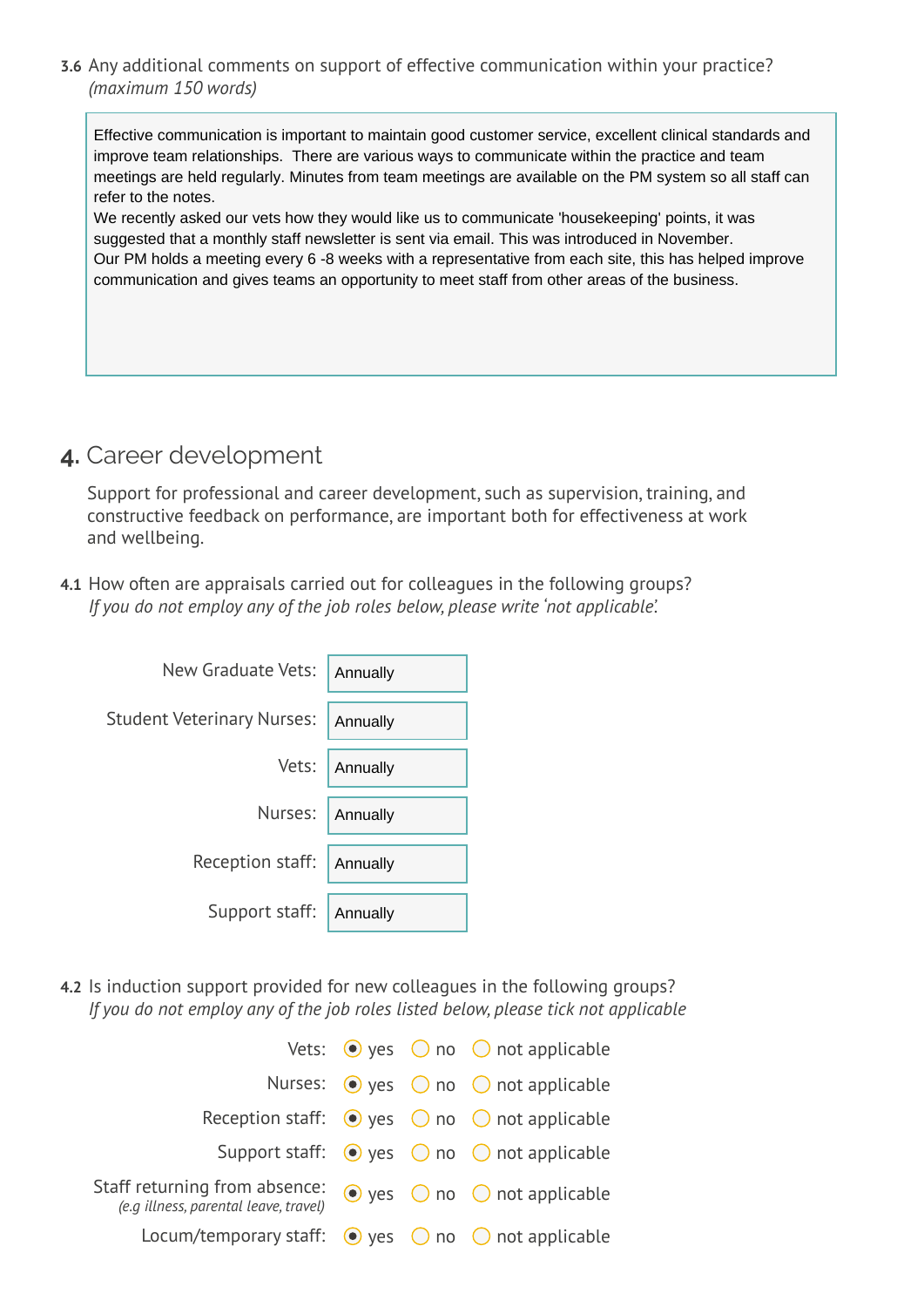**3.6** Any additional comments on support of effective communication within your practice?
*(maximum 150 words)*

Effective communication is important to maintain good customer service, excellent clinical standards and improve team relationships. There are various ways to communicate within the practice and team meetings are held regularly. Minutes from team meetings are available on the PM system so all staff can refer to the notes.
We recently asked our vets how they would like us to communicate 'housekeeping' points, it was suggested that a monthly staff newsletter is sent via email. This was introduced in November.
Our PM holds a meeting every 6 -8 weeks with a representative from each site, this has helped improve communication and gives teams an opportunity to meet staff from other areas of the business.

## 4. Career development

Support for professional and career development, such as supervision, training, and constructive feedback on performance, are important both for effectiveness at work and wellbeing.

**4.1** How often are appraisals carried out for colleagues in the following groups?
*If you do not employ any of the job roles below, please write 'not applicable'.*

| Group | Frequency |
|---|---|
| New Graduate Vets: | Annually |
| Student Veterinary Nurses: | Annually |
| Vets: | Annually |
| Nurses: | Annually |
| Reception staff: | Annually |
| Support staff: | Annually |

**4.2** Is induction support provided for new colleagues in the following groups?
*If you do not employ any of the job roles listed below, please tick not applicable*

| Group | yes | no | not applicable |
|---|---|---|---|
| Vets: | ◉ | ○ | ○ |
| Nurses: | ◉ | ○ | ○ |
| Reception staff: | ◉ | ○ | ○ |
| Support staff: | ◉ | ○ | ○ |
| Staff returning from absence: *(e.g illness, parental leave, travel)* | ◉ | ○ | ○ |
| Locum/temporary staff: | ◉ | ○ | ○ |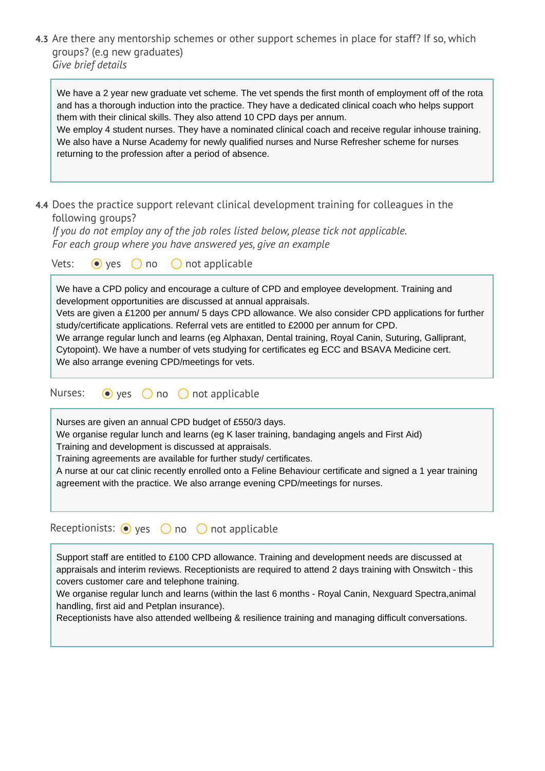**4.3** Are there any mentorship schemes or other support schemes in place for staff? If so, which groups? (e.g new graduates)
*Give brief details*

> We have a 2 year new graduate vet scheme. The vet spends the first month of employment off of the rota and has a thorough induction into the practice. They have a dedicated clinical coach who helps support them with their clinical skills. They also attend 10 CPD days per annum.
> We employ 4 student nurses. They have a nominated clinical coach and receive regular inhouse training.
> We also have a Nurse Academy for newly qualified nurses and Nurse Refresher scheme for nurses returning to the profession after a period of absence.

**4.4** Does the practice support relevant clinical development training for colleagues in the following groups?
*If you do not employ any of the job roles listed below, please tick not applicable.*
*For each group where you have answered yes, give an example*

Vets: (●) yes ( ) no ( ) not applicable

> We have a CPD policy and encourage a culture of CPD and employee development. Training and development opportunities are discussed at annual appraisals.
> Vets are given a £1200 per annum/ 5 days CPD allowance. We also consider CPD applications for further study/certificate applications. Referral vets are entitled to £2000 per annum for CPD.
> We arrange regular lunch and learns (eg Alphaxan, Dental training, Royal Canin, Suturing, Galliprant, Cytopoint). We have a number of vets studying for certificates eg ECC and BSAVA Medicine cert.
> We also arrange evening CPD/meetings for vets.

Nurses: (●) yes ( ) no ( ) not applicable

> Nurses are given an annual CPD budget of £550/3 days.
> We organise regular lunch and learns (eg K laser training, bandaging angels and First Aid)
> Training and development is discussed at appraisals.
> Training agreements are available for further study/ certificates.
> A nurse at our cat clinic recently enrolled onto a Feline Behaviour certificate and signed a 1 year training agreement with the practice. We also arrange evening CPD/meetings for nurses.

Receptionists: (●) yes ( ) no ( ) not applicable

> Support staff are entitled to £100 CPD allowance. Training and development needs are discussed at appraisals and interim reviews. Receptionists are required to attend 2 days training with Onswitch - this covers customer care and telephone training.
> We organise regular lunch and learns (within the last 6 months - Royal Canin, Nexguard Spectra,animal handling, first aid and Petplan insurance).
> Receptionists have also attended wellbeing & resilience training and managing difficult conversations.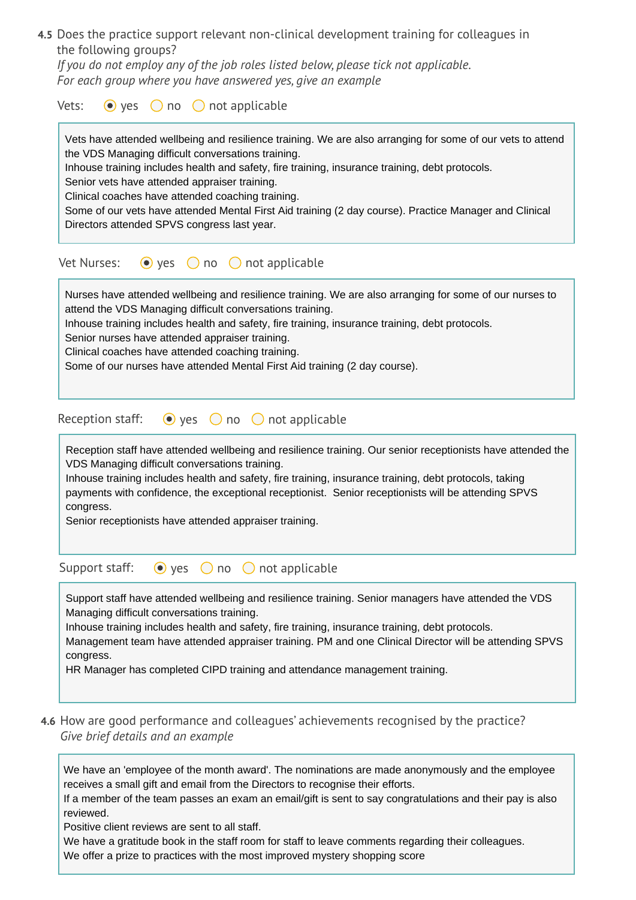**4.5** Does the practice support relevant non-clinical development training for colleagues in the following groups?
*If you do not employ any of the job roles listed below, please tick not applicable.*
*For each group where you have answered yes, give an example*

Vets: (●) yes ( ) no ( ) not applicable

> Vets have attended wellbeing and resilience training. We are also arranging for some of our vets to attend the VDS Managing difficult conversations training.
> Inhouse training includes health and safety, fire training, insurance training, debt protocols.
> Senior vets have attended appraiser training.
> Clinical coaches have attended coaching training.
> Some of our vets have attended Mental First Aid training (2 day course). Practice Manager and Clinical Directors attended SPVS congress last year.

Vet Nurses: (●) yes ( ) no ( ) not applicable

> Nurses have attended wellbeing and resilience training. We are also arranging for some of our nurses to attend the VDS Managing difficult conversations training.
> Inhouse training includes health and safety, fire training, insurance training, debt protocols.
> Senior nurses have attended appraiser training.
> Clinical coaches have attended coaching training.
> Some of our nurses have attended Mental First Aid training (2 day course).

Reception staff: (●) yes ( ) no ( ) not applicable

> Reception staff have attended wellbeing and resilience training. Our senior receptionists have attended the VDS Managing difficult conversations training.
> Inhouse training includes health and safety, fire training, insurance training, debt protocols, taking payments with confidence, the exceptional receptionist. Senior receptionists will be attending SPVS congress.
> Senior receptionists have attended appraiser training.

Support staff: (●) yes ( ) no ( ) not applicable

> Support staff have attended wellbeing and resilience training. Senior managers have attended the VDS Managing difficult conversations training.
> Inhouse training includes health and safety, fire training, insurance training, debt protocols.
> Management team have attended appraiser training. PM and one Clinical Director will be attending SPVS congress.
> HR Manager has completed CIPD training and attendance management training.

**4.6** How are good performance and colleagues' achievements recognised by the practice?
*Give brief details and an example*

> We have an 'employee of the month award'. The nominations are made anonymously and the employee receives a small gift and email from the Directors to recognise their efforts.
> If a member of the team passes an exam an email/gift is sent to say congratulations and their pay is also reviewed.
> Positive client reviews are sent to all staff.
> We have a gratitude book in the staff room for staff to leave comments regarding their colleagues.
> We offer a prize to practices with the most improved mystery shopping score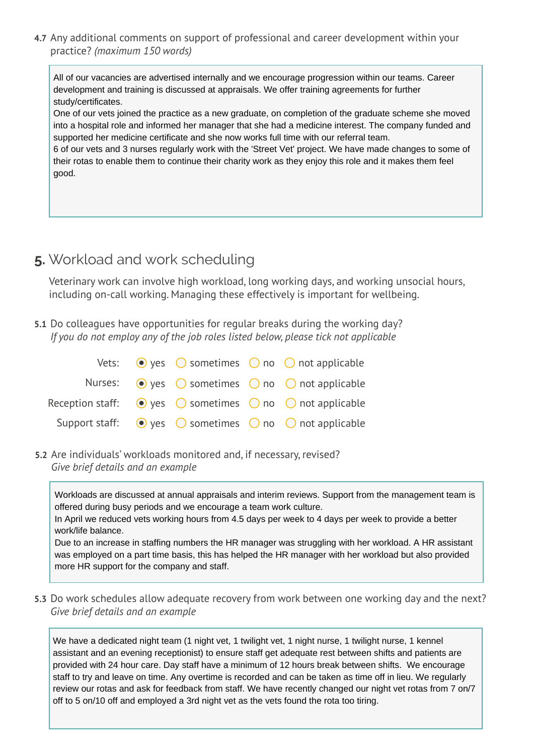**4.7** Any additional comments on support of professional and career development within your practice? *(maximum 150 words)*

> All of our vacancies are advertised internally and we encourage progression within our teams. Career development and training is discussed at appraisals. We offer training agreements for further study/certificates.
> One of our vets joined the practice as a new graduate, on completion of the graduate scheme she moved into a hospital role and informed her manager that she had a medicine interest. The company funded and supported her medicine certificate and she now works full time with our referral team.
> 6 of our vets and 3 nurses regularly work with the 'Street Vet' project. We have made changes to some of their rotas to enable them to continue their charity work as they enjoy this role and it makes them feel good.

## 5. Workload and work scheduling

Veterinary work can involve high workload, long working days, and working unsocial hours, including on-call working. Managing these effectively is important for wellbeing.

**5.1** Do colleagues have opportunities for regular breaks during the working day?
*If you do not employ any of the job roles listed below, please tick not applicable*

| | yes | sometimes | no | not applicable |
|---|---|---|---|---|
| Vets: | ● | ○ | ○ | ○ |
| Nurses: | ● | ○ | ○ | ○ |
| Reception staff: | ● | ○ | ○ | ○ |
| Support staff: | ● | ○ | ○ | ○ |

**5.2** Are individuals' workloads monitored and, if necessary, revised?
*Give brief details and an example*

> Workloads are discussed at annual appraisals and interim reviews. Support from the management team is offered during busy periods and we encourage a team work culture.
> In April we reduced vets working hours from 4.5 days per week to 4 days per week to provide a better work/life balance.
> Due to an increase in staffing numbers the HR manager was struggling with her workload. A HR assistant was employed on a part time basis, this has helped the HR manager with her workload but also provided more HR support for the company and staff.

**5.3** Do work schedules allow adequate recovery from work between one working day and the next?
*Give brief details and an example*

> We have a dedicated night team (1 night vet, 1 twilight vet, 1 night nurse, 1 twilight nurse, 1 kennel assistant and an evening receptionist) to ensure staff get adequate rest between shifts and patients are provided with 24 hour care. Day staff have a minimum of 12 hours break between shifts. We encourage staff to try and leave on time. Any overtime is recorded and can be taken as time off in lieu. We regularly review our rotas and ask for feedback from staff. We have recently changed our night vet rotas from 7 on/7 off to 5 on/10 off and employed a 3rd night vet as the vets found the rota too tiring.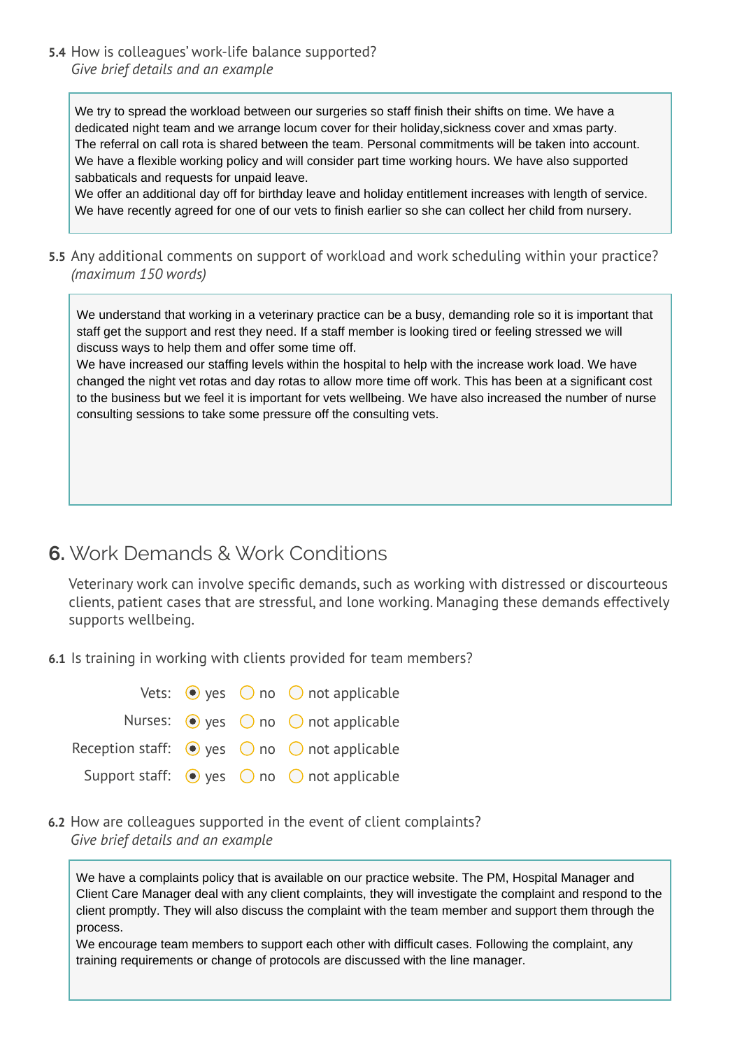**5.4** How is colleagues' work-life balance supported?
*Give brief details and an example*

> We try to spread the workload between our surgeries so staff finish their shifts on time. We have a dedicated night team and we arrange locum cover for their holiday,sickness cover and xmas party.
> The referral on call rota is shared between the team. Personal commitments will be taken into account.
> We have a flexible working policy and will consider part time working hours. We have also supported sabbaticals and requests for unpaid leave.
> We offer an additional day off for birthday leave and holiday entitlement increases with length of service.
> We have recently agreed for one of our vets to finish earlier so she can collect her child from nursery.

**5.5** Any additional comments on support of workload and work scheduling within your practice?
*(maximum 150 words)*

> We understand that working in a veterinary practice can be a busy, demanding role so it is important that staff get the support and rest they need. If a staff member is looking tired or feeling stressed we will discuss ways to help them and offer some time off.
> We have increased our staffing levels within the hospital to help with the increase work load. We have changed the night vet rotas and day rotas to allow more time off work. This has been at a significant cost to the business but we feel it is important for vets wellbeing. We have also increased the number of nurse consulting sessions to take some pressure off the consulting vets.

## 6. Work Demands & Work Conditions

Veterinary work can involve specific demands, such as working with distressed or discourteous clients, patient cases that are stressful, and lone working. Managing these demands effectively supports wellbeing.

**6.1** Is training in working with clients provided for team members?

| | yes | no | not applicable |
|---|---|---|---|
| Vets: | ● | ○ | ○ |
| Nurses: | ● | ○ | ○ |
| Reception staff: | ● | ○ | ○ |
| Support staff: | ● | ○ | ○ |

**6.2** How are colleagues supported in the event of client complaints?
*Give brief details and an example*

> We have a complaints policy that is available on our practice website. The PM, Hospital Manager and Client Care Manager deal with any client complaints, they will investigate the complaint and respond to the client promptly. They will also discuss the complaint with the team member and support them through the process.
> We encourage team members to support each other with difficult cases. Following the complaint, any training requirements or change of protocols are discussed with the line manager.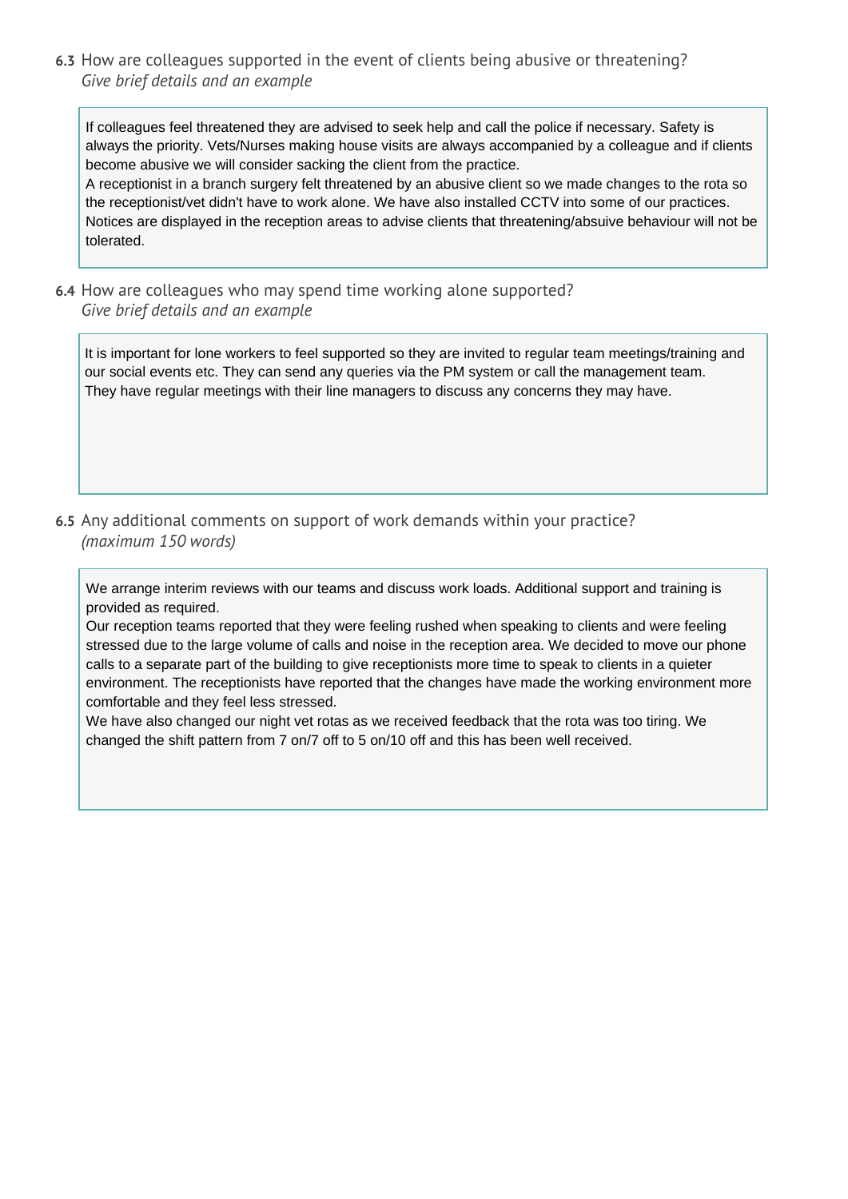**6.3** How are colleagues supported in the event of clients being abusive or threatening?
*Give brief details and an example*

If colleagues feel threatened they are advised to seek help and call the police if necessary. Safety is always the priority. Vets/Nurses making house visits are always accompanied by a colleague and if clients become abusive we will consider sacking the client from the practice.
A receptionist in a branch surgery felt threatened by an abusive client so we made changes to the rota so the receptionist/vet didn't have to work alone. We have also installed CCTV into some of our practices. Notices are displayed in the reception areas to advise clients that threatening/absuive behaviour will not be tolerated.

**6.4** How are colleagues who may spend time working alone supported?
*Give brief details and an example*

It is important for lone workers to feel supported so they are invited to regular team meetings/training and our social events etc. They can send any queries via the PM system or call the management team.
They have regular meetings with their line managers to discuss any concerns they may have.

**6.5** Any additional comments on support of work demands within your practice?
*(maximum 150 words)*

We arrange interim reviews with our teams and discuss work loads. Additional support and training is provided as required.
Our reception teams reported that they were feeling rushed when speaking to clients and were feeling stressed due to the large volume of calls and noise in the reception area. We decided to move our phone calls to a separate part of the building to give receptionists more time to speak to clients in a quieter environment. The receptionists have reported that the changes have made the working environment more comfortable and they feel less stressed.
We have also changed our night vet rotas as we received feedback that the rota was too tiring. We changed the shift pattern from 7 on/7 off to 5 on/10 off and this has been well received.